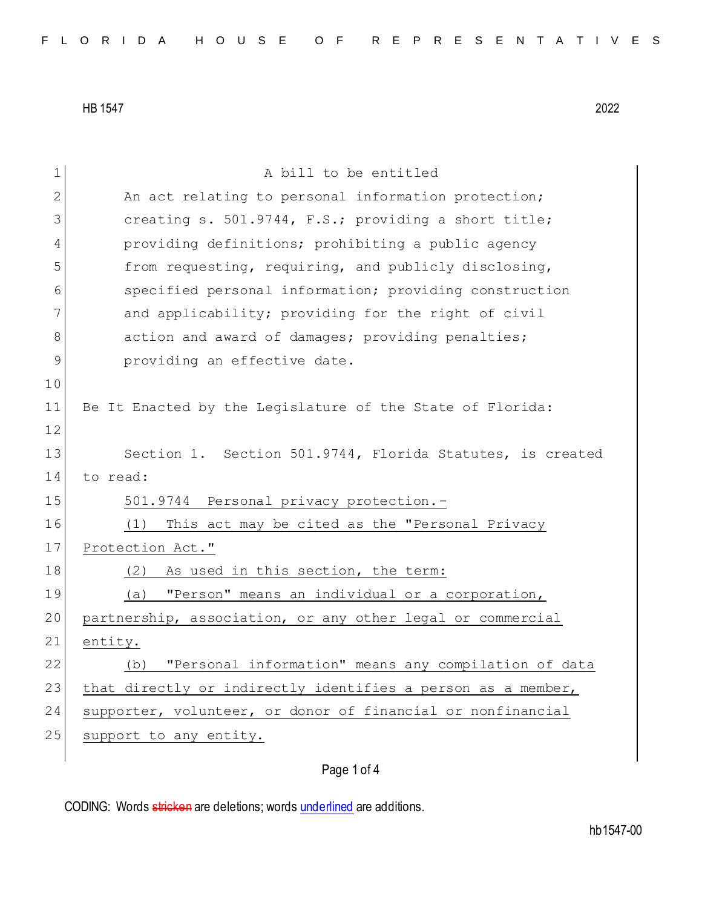HB 1547 2022

A bill to be entitled

An act relating to personal information protection; creating s. 501.9744, F.S.; providing a short title; providing definitions; prohibiting a public agency from requesting, requiring, and publicly disclosing, specified personal information; providing construction and applicability; providing for the right of civil action and award of damages; providing penalties; providing an effective date.

Be It Enacted by the Legislature of the State of Florida:

Section 1. Section 501.9744, Florida Statutes, is created to read:

501.9744 Personal privacy protection.—

(1) This act may be cited as the "Personal Privacy Protection Act."

(2) As used in this section, the term:

(a) "Person" means an individual or a corporation, partnership, association, or any other legal or commercial entity.

(b) "Personal information" means any compilation of data that directly or indirectly identifies a person as a member, supporter, volunteer, or donor of financial or nonfinancial support to any entity.

CODING: Words ~~stricken~~ are deletions; words underlined are additions.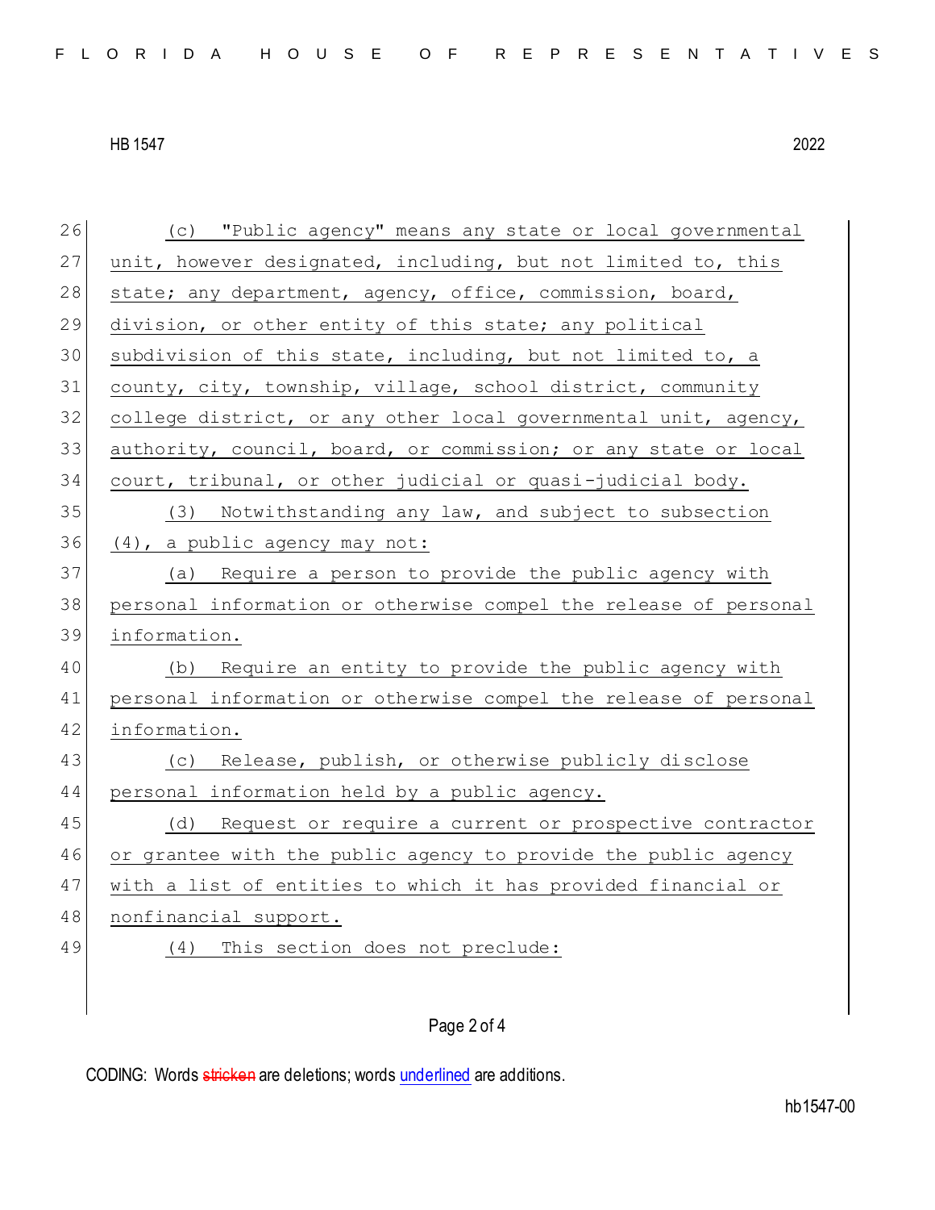(c) "Public agency" means any state or local governmental unit, however designated, including, but not limited to, this state; any department, agency, office, commission, board, division, or other entity of this state; any political subdivision of this state, including, but not limited to, a county, city, township, village, school district, community college district, or any other local governmental unit, agency, authority, council, board, or commission; or any state or local court, tribunal, or other judicial or quasi-judicial body.

(3) Notwithstanding any law, and subject to subsection (4), a public agency may not:

(a) Require a person to provide the public agency with personal information or otherwise compel the release of personal information.

(b) Require an entity to provide the public agency with personal information or otherwise compel the release of personal information.

(c) Release, publish, or otherwise publicly disclose personal information held by a public agency.

(d) Request or require a current or prospective contractor or grantee with the public agency to provide the public agency with a list of entities to which it has provided financial or nonfinancial support.

(4) This section does not preclude: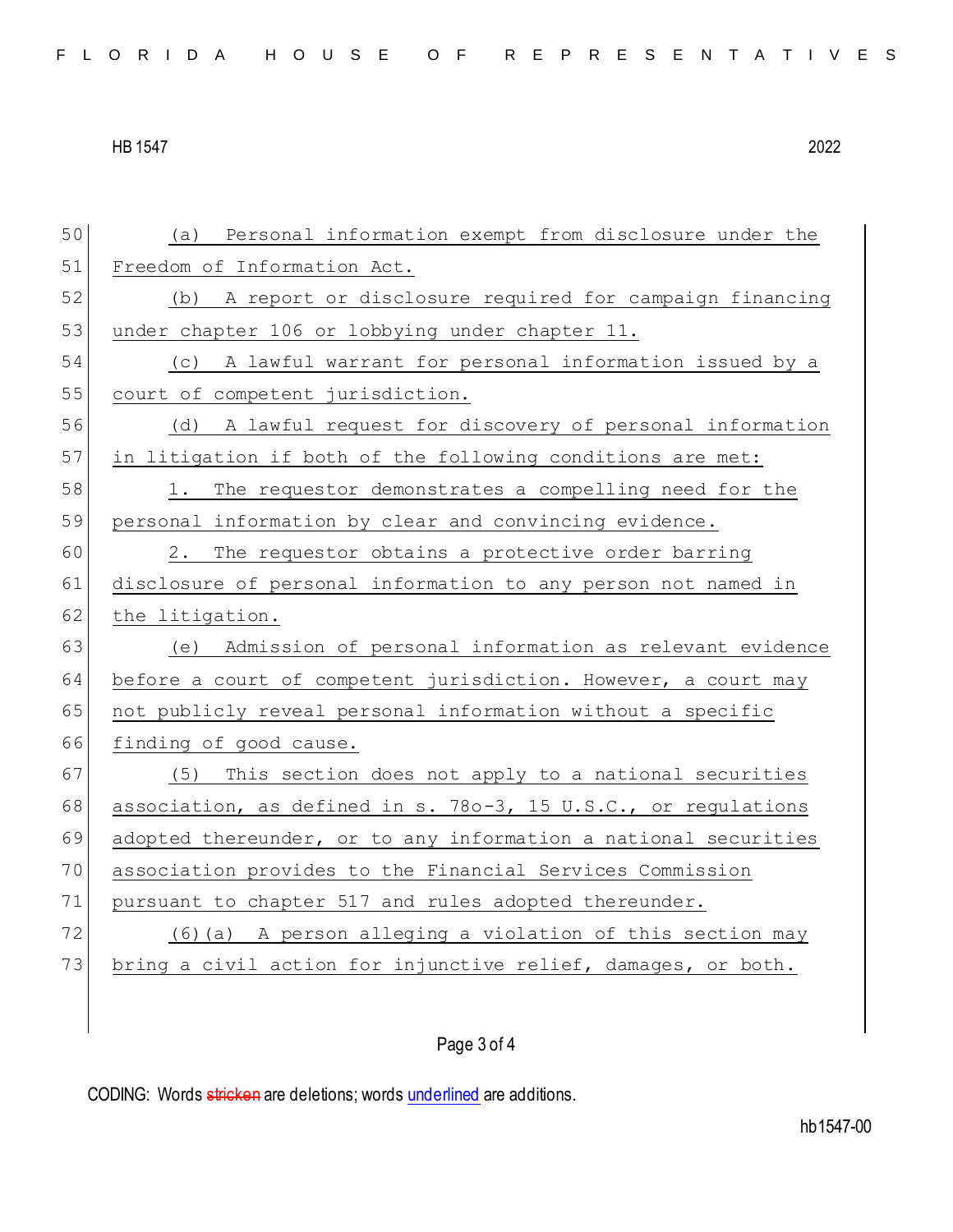(a) Personal information exempt from disclosure under the Freedom of Information Act.

(b) A report or disclosure required for campaign financing under chapter 106 or lobbying under chapter 11.

(c) A lawful warrant for personal information issued by a court of competent jurisdiction.

(d) A lawful request for discovery of personal information in litigation if both of the following conditions are met:

1. The requestor demonstrates a compelling need for the personal information by clear and convincing evidence.

2. The requestor obtains a protective order barring disclosure of personal information to any person not named in the litigation.

(e) Admission of personal information as relevant evidence before a court of competent jurisdiction. However, a court may not publicly reveal personal information without a specific finding of good cause.

(5) This section does not apply to a national securities association, as defined in s. 78o-3, 15 U.S.C., or regulations adopted thereunder, or to any information a national securities association provides to the Financial Services Commission pursuant to chapter 517 and rules adopted thereunder.

(6)(a) A person alleging a violation of this section may bring a civil action for injunctive relief, damages, or both.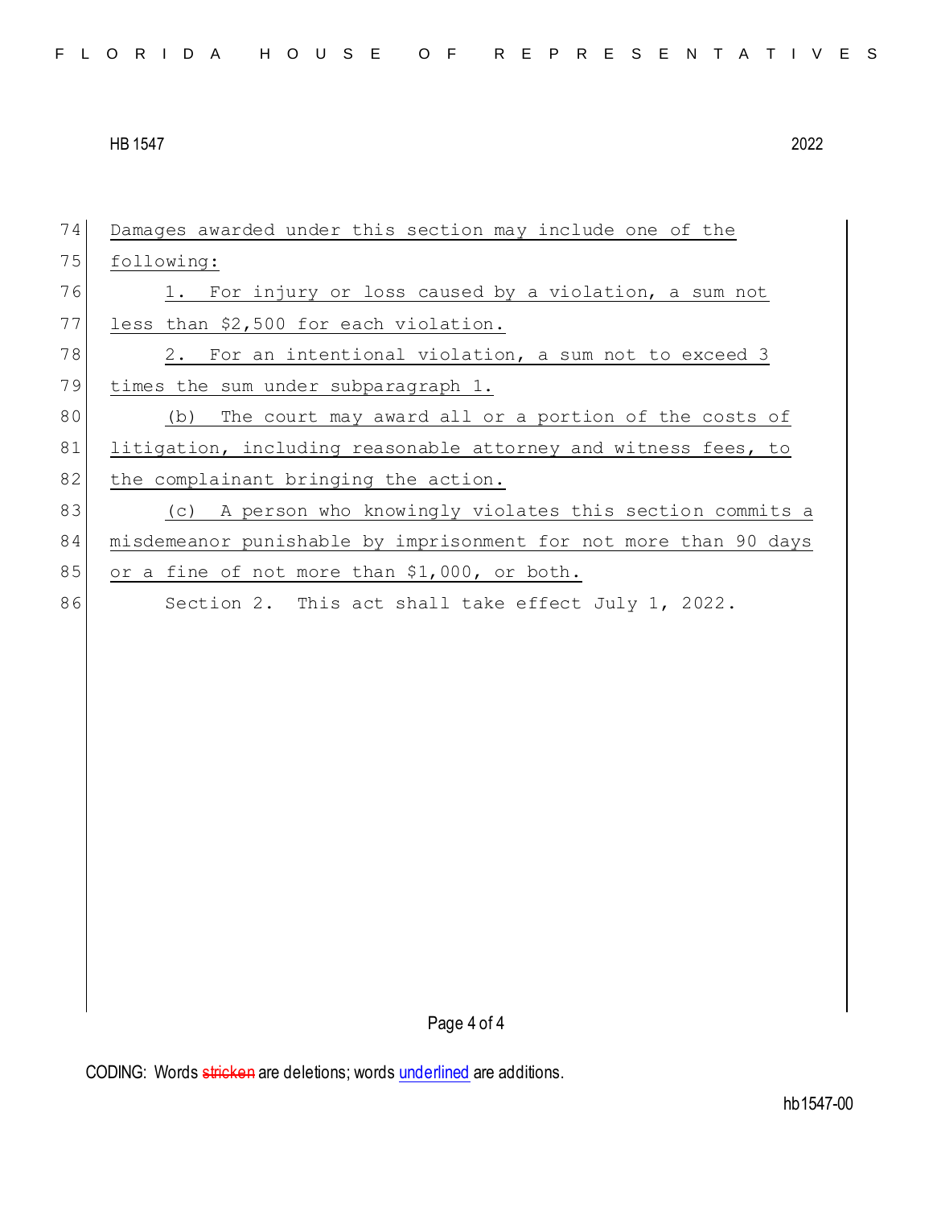Damages awarded under this section may include one of the following:

1. For injury or loss caused by a violation, a sum not less than $2,500 for each violation.

2. For an intentional violation, a sum not to exceed 3 times the sum under subparagraph 1.

(b) The court may award all or a portion of the costs of litigation, including reasonable attorney and witness fees, to the complainant bringing the action.

(c) A person who knowingly violates this section commits a misdemeanor punishable by imprisonment for not more than 90 days or a fine of not more than $1,000, or both.

Section 2. This act shall take effect July 1, 2022.

CODING: Words stricken are deletions; words underlined are additions.